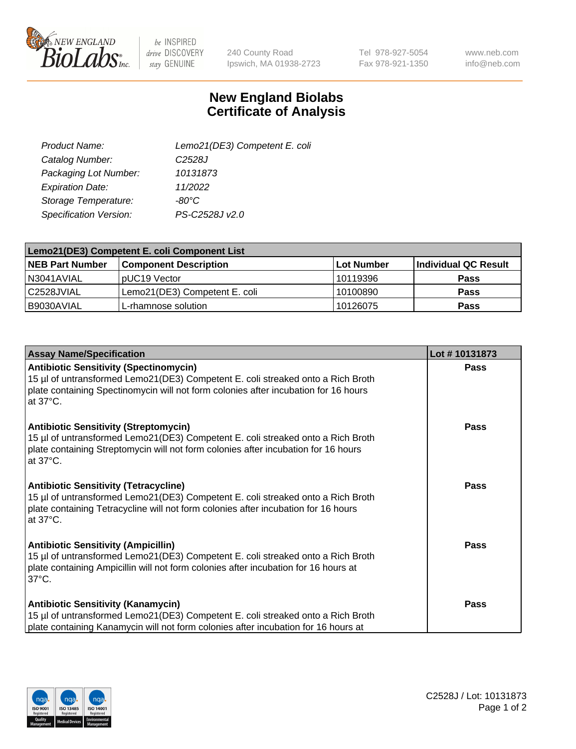# New England Biolabs Certificate of Analysis

| | |
|---|---|
| *Product Name:* | *Lemo21(DE3) Competent E. coli* |
| *Catalog Number:* | *C2528J* |
| *Packaging Lot Number:* | *10131873* |
| *Expiration Date:* | *11/2022* |
| *Storage Temperature:* | *-80°C* |
| *Specification Version:* | *PS-C2528J v2.0* |

| Lemo21(DE3) Competent E. coli Component List | | | |
|---|---|---|---|
| **NEB Part Number** | **Component Description** | **Lot Number** | **Individual QC Result** |
| N3041AVIAL | pUC19 Vector | 10119396 | **Pass** |
| C2528JVIAL | Lemo21(DE3) Competent E. coli | 10100890 | **Pass** |
| B9030AVIAL | L-rhamnose solution | 10126075 | **Pass** |

| Assay Name/Specification | Lot # 10131873 |
|---|---|
| **Antibiotic Sensitivity (Spectinomycin)** 15 µl of untransformed Lemo21(DE3) Competent E. coli streaked onto a Rich Broth plate containing Spectinomycin will not form colonies after incubation for 16 hours at 37°C. | **Pass** |
| **Antibiotic Sensitivity (Streptomycin)** 15 µl of untransformed Lemo21(DE3) Competent E. coli streaked onto a Rich Broth plate containing Streptomycin will not form colonies after incubation for 16 hours at 37°C. | **Pass** |
| **Antibiotic Sensitivity (Tetracycline)** 15 µl of untransformed Lemo21(DE3) Competent E. coli streaked onto a Rich Broth plate containing Tetracycline will not form colonies after incubation for 16 hours at 37°C. | **Pass** |
| **Antibiotic Sensitivity (Ampicillin)** 15 µl of untransformed Lemo21(DE3) Competent E. coli streaked onto a Rich Broth plate containing Ampicillin will not form colonies after incubation for 16 hours at 37°C. | **Pass** |
| **Antibiotic Sensitivity (Kanamycin)** 15 µl of untransformed Lemo21(DE3) Competent E. coli streaked onto a Rich Broth plate containing Kanamycin will not form colonies after incubation for 16 hours at | **Pass** |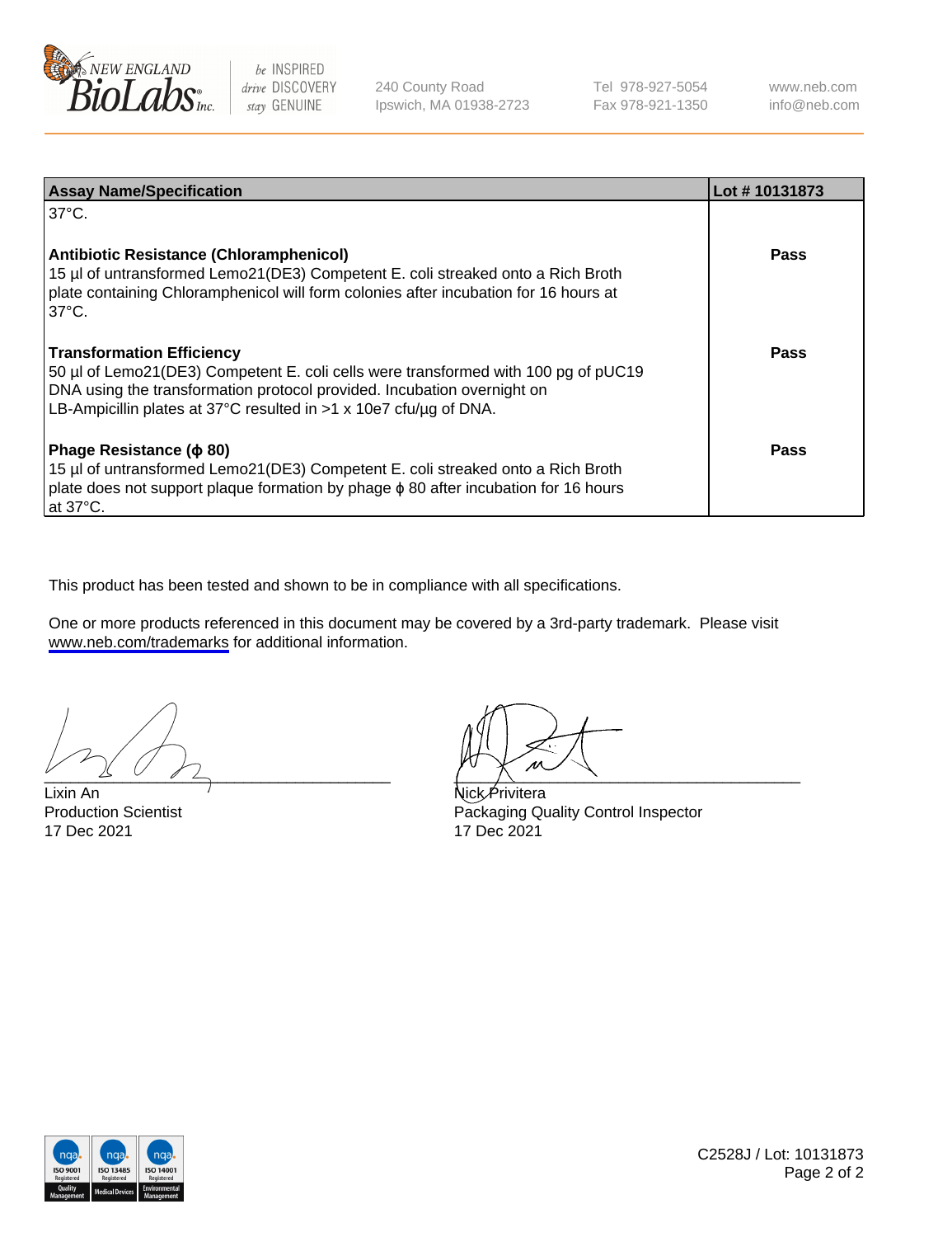| Assay Name/Specification | Lot # 10131873 |
|---|---|
| 37°C. | |
| **Antibiotic Resistance (Chloramphenicol)**<br>15 µl of untransformed Lemo21(DE3) Competent E. coli streaked onto a Rich Broth plate containing Chloramphenicol will form colonies after incubation for 16 hours at 37°C. | **Pass** |
| **Transformation Efficiency**<br>50 µl of Lemo21(DE3) Competent E. coli cells were transformed with 100 pg of pUC19 DNA using the transformation protocol provided. Incubation overnight on LB-Ampicillin plates at 37°C resulted in >1 x 10e7 cfu/µg of DNA. | **Pass** |
| **Phage Resistance (ϕ 80)**<br>15 µl of untransformed Lemo21(DE3) Competent E. coli streaked onto a Rich Broth plate does not support plaque formation by phage ϕ 80 after incubation for 16 hours at 37°C. | **Pass** |

This product has been tested and shown to be in compliance with all specifications.

One or more products referenced in this document may be covered by a 3rd-party trademark. Please visit www.neb.com/trademarks for additional information.

Lixin An
Production Scientist
17 Dec 2021

Nick Privitera
Packaging Quality Control Inspector
17 Dec 2021

C2528J / Lot: 10131873